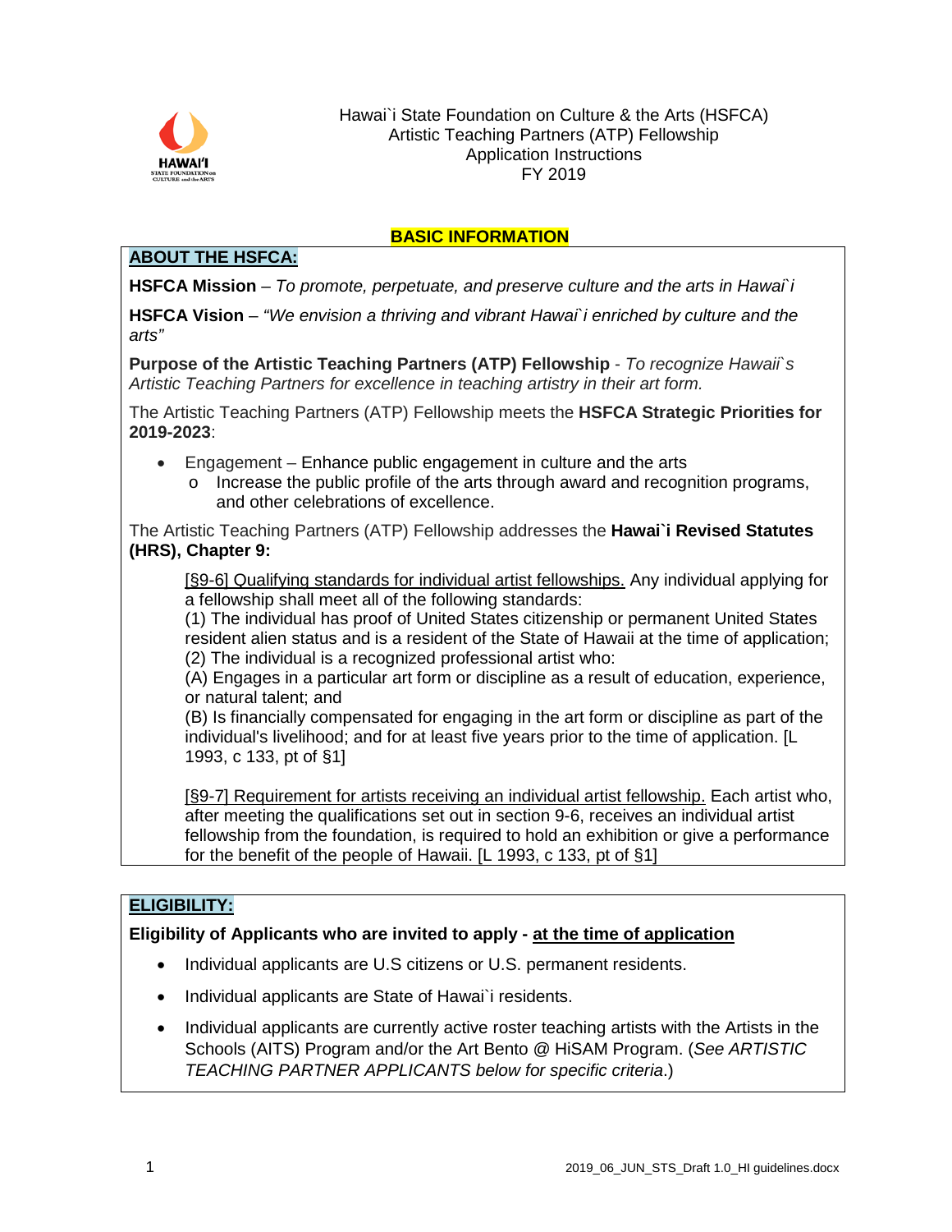Hawai`i State Foundation on Culture & the Arts (HSFCA)
Artistic Teaching Partners (ATP) Fellowship
Application Instructions
FY 2019

## BASIC INFORMATION

### ABOUT THE HSFCA:

**HSFCA Mission** – *To promote, perpetuate, and preserve culture and the arts in Hawai`i*

**HSFCA Vision** – *"We envision a thriving and vibrant Hawai`i enriched by culture and the arts"*

**Purpose of the Artistic Teaching Partners (ATP) Fellowship** - *To recognize Hawaii`s Artistic Teaching Partners for excellence in teaching artistry in their art form.*

The Artistic Teaching Partners (ATP) Fellowship meets the **HSFCA Strategic Priorities for 2019-2023**:

- Engagement – Enhance public engagement in culture and the arts
  - Increase the public profile of the arts through award and recognition programs, and other celebrations of excellence.

The Artistic Teaching Partners (ATP) Fellowship addresses the **Hawai`i Revised Statutes (HRS), Chapter 9:**

> [§9-6] Qualifying standards for individual artist fellowships. Any individual applying for a fellowship shall meet all of the following standards:
> (1) The individual has proof of United States citizenship or permanent United States resident alien status and is a resident of the State of Hawaii at the time of application;
> (2) The individual is a recognized professional artist who:
> (A) Engages in a particular art form or discipline as a result of education, experience, or natural talent; and
> (B) Is financially compensated for engaging in the art form or discipline as part of the individual's livelihood; and for at least five years prior to the time of application. [L 1993, c 133, pt of §1]
>
> [§9-7] Requirement for artists receiving an individual artist fellowship. Each artist who, after meeting the qualifications set out in section 9-6, receives an individual artist fellowship from the foundation, is required to hold an exhibition or give a performance for the benefit of the people of Hawaii. [L 1993, c 133, pt of §1]

### ELIGIBILITY:

**Eligibility of Applicants who are invited to apply - at the time of application**

- Individual applicants are U.S citizens or U.S. permanent residents.
- Individual applicants are State of Hawai`i residents.
- Individual applicants are currently active roster teaching artists with the Artists in the Schools (AITS) Program and/or the Art Bento @ HiSAM Program. (*See ARTISTIC TEACHING PARTNER APPLICANTS below for specific criteria*.)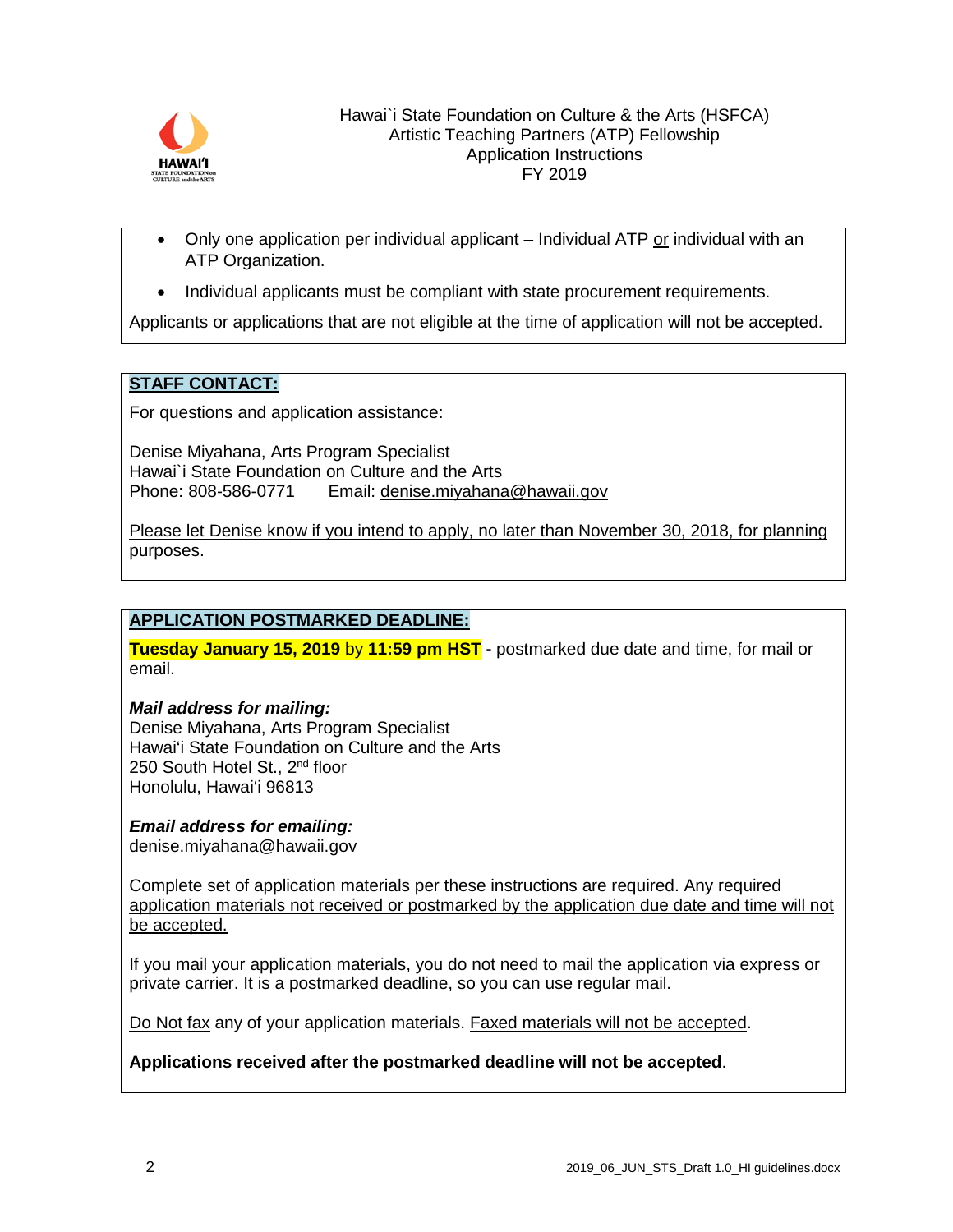Hawai`i State Foundation on Culture & the Arts (HSFCA)
Artistic Teaching Partners (ATP) Fellowship
Application Instructions
FY 2019

- Only one application per individual applicant – Individual ATP or individual with an ATP Organization.
- Individual applicants must be compliant with state procurement requirements.

Applicants or applications that are not eligible at the time of application will not be accepted.

**STAFF CONTACT:**

For questions and application assistance:

Denise Miyahana, Arts Program Specialist
Hawai`i State Foundation on Culture and the Arts
Phone: 808-586-0771 Email: denise.miyahana@hawaii.gov

Please let Denise know if you intend to apply, no later than November 30, 2018, for planning purposes.

**APPLICATION POSTMARKED DEADLINE:**

**Tuesday January 15, 2019** by **11:59 pm HST** - postmarked due date and time, for mail or email.

***Mail address for mailing:***
Denise Miyahana, Arts Program Specialist
Hawai'i State Foundation on Culture and the Arts
250 South Hotel St., 2nd floor
Honolulu, Hawai'i 96813

***Email address for emailing:***
denise.miyahana@hawaii.gov

Complete set of application materials per these instructions are required. Any required application materials not received or postmarked by the application due date and time will not be accepted.

If you mail your application materials, you do not need to mail the application via express or private carrier. It is a postmarked deadline, so you can use regular mail.

Do Not fax any of your application materials. Faxed materials will not be accepted.

**Applications received after the postmarked deadline will not be accepted**.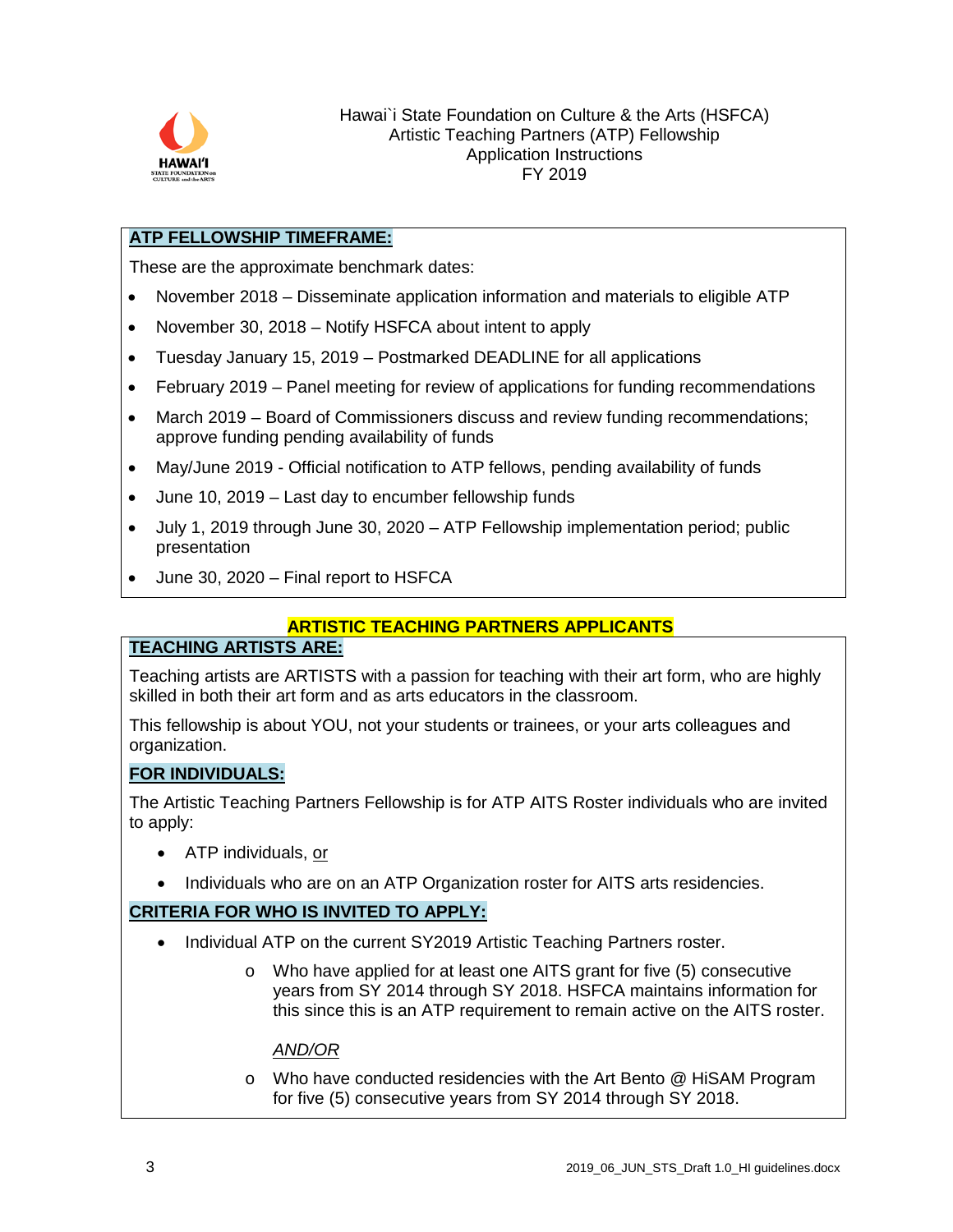Hawai`i State Foundation on Culture & the Arts (HSFCA)
Artistic Teaching Partners (ATP) Fellowship
Application Instructions
FY 2019

## ATP FELLOWSHIP TIMEFRAME:

These are the approximate benchmark dates:

- November 2018 – Disseminate application information and materials to eligible ATP
- November 30, 2018 – Notify HSFCA about intent to apply
- Tuesday January 15, 2019 – Postmarked DEADLINE for all applications
- February 2019 – Panel meeting for review of applications for funding recommendations
- March 2019 – Board of Commissioners discuss and review funding recommendations; approve funding pending availability of funds
- May/June 2019 - Official notification to ATP fellows, pending availability of funds
- June 10, 2019 – Last day to encumber fellowship funds
- July 1, 2019 through June 30, 2020 – ATP Fellowship implementation period; public presentation
- June 30, 2020 – Final report to HSFCA

## ARTISTIC TEACHING PARTNERS APPLICANTS

### TEACHING ARTISTS ARE:

Teaching artists are ARTISTS with a passion for teaching with their art form, who are highly skilled in both their art form and as arts educators in the classroom.

This fellowship is about YOU, not your students or trainees, or your arts colleagues and organization.

### FOR INDIVIDUALS:

The Artistic Teaching Partners Fellowship is for ATP AITS Roster individuals who are invited to apply:

- ATP individuals, or
- Individuals who are on an ATP Organization roster for AITS arts residencies.

### CRITERIA FOR WHO IS INVITED TO APPLY:

- Individual ATP on the current SY2019 Artistic Teaching Partners roster.
    - Who have applied for at least one AITS grant for five (5) consecutive years from SY 2014 through SY 2018. HSFCA maintains information for this since this is an ATP requirement to remain active on the AITS roster.

      *AND/OR*

    - Who have conducted residencies with the Art Bento @ HiSAM Program for five (5) consecutive years from SY 2014 through SY 2018.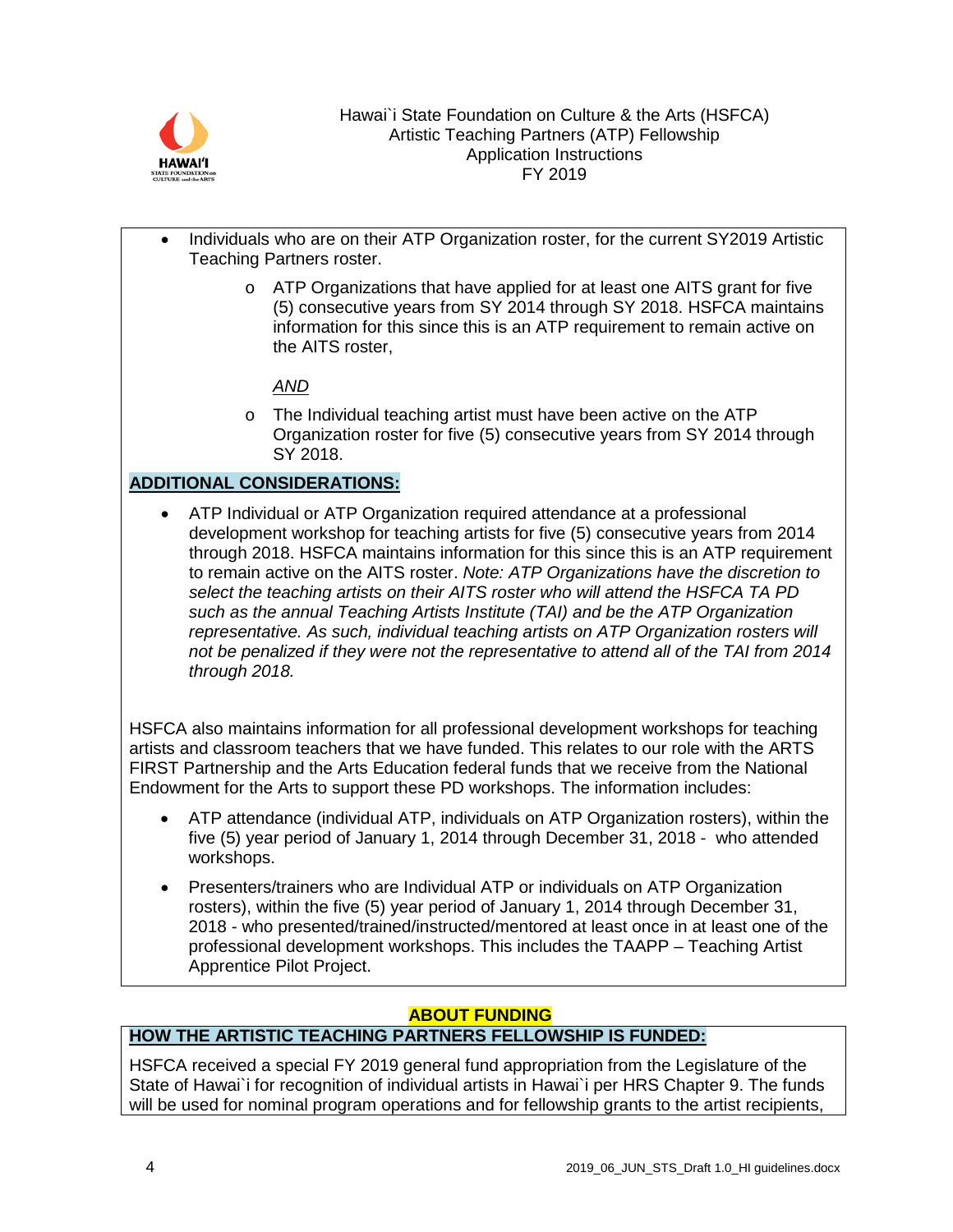- Individuals who are on their ATP Organization roster, for the current SY2019 Artistic Teaching Partners roster.
  - ATP Organizations that have applied for at least one AITS grant for five (5) consecutive years from SY 2014 through SY 2018. HSFCA maintains information for this since this is an ATP requirement to remain active on the AITS roster,

    *AND*

  - The Individual teaching artist must have been active on the ATP Organization roster for five (5) consecutive years from SY 2014 through SY 2018.

**ADDITIONAL CONSIDERATIONS:**

- ATP Individual or ATP Organization required attendance at a professional development workshop for teaching artists for five (5) consecutive years from 2014 through 2018. HSFCA maintains information for this since this is an ATP requirement to remain active on the AITS roster. *Note: ATP Organizations have the discretion to select the teaching artists on their AITS roster who will attend the HSFCA TA PD such as the annual Teaching Artists Institute (TAI) and be the ATP Organization representative. As such, individual teaching artists on ATP Organization rosters will not be penalized if they were not the representative to attend all of the TAI from 2014 through 2018.*

HSFCA also maintains information for all professional development workshops for teaching artists and classroom teachers that we have funded. This relates to our role with the ARTS FIRST Partnership and the Arts Education federal funds that we receive from the National Endowment for the Arts to support these PD workshops. The information includes:

- ATP attendance (individual ATP, individuals on ATP Organization rosters), within the five (5) year period of January 1, 2014 through December 31, 2018 - who attended workshops.
- Presenters/trainers who are Individual ATP or individuals on ATP Organization rosters), within the five (5) year period of January 1, 2014 through December 31, 2018 - who presented/trained/instructed/mentored at least once in at least one of the professional development workshops. This includes the TAAPP – Teaching Artist Apprentice Pilot Project.

## ABOUT FUNDING

**HOW THE ARTISTIC TEACHING PARTNERS FELLOWSHIP IS FUNDED:**

HSFCA received a special FY 2019 general fund appropriation from the Legislature of the State of Hawai`i for recognition of individual artists in Hawai`i per HRS Chapter 9. The funds will be used for nominal program operations and for fellowship grants to the artist recipients,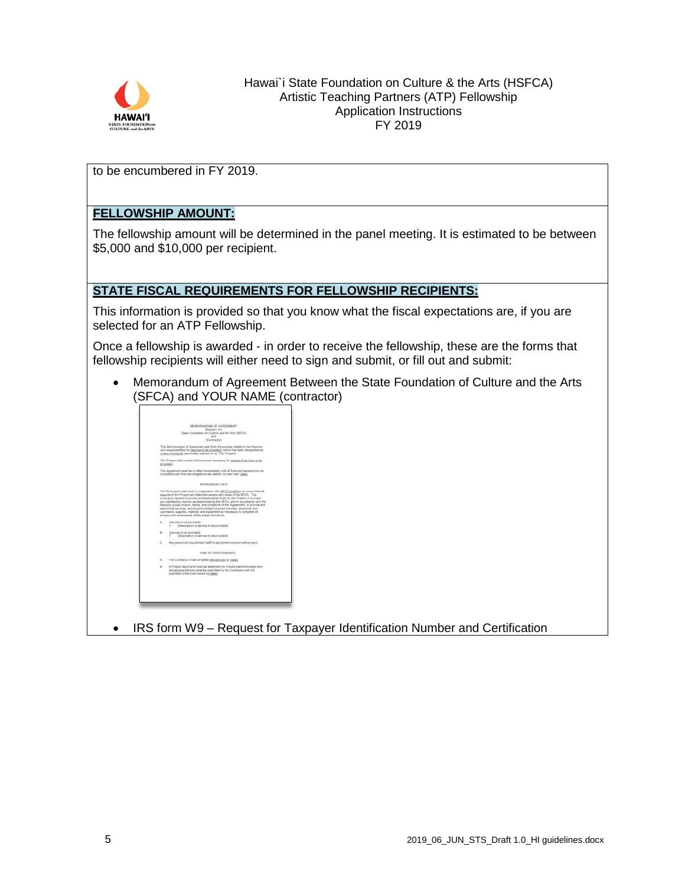to be encumbered in FY 2019.

## FELLOWSHIP AMOUNT:

The fellowship amount will be determined in the panel meeting. It is estimated to be between $5,000 and $10,000 per recipient.

## STATE FISCAL REQUIREMENTS FOR FELLOWSHIP RECIPIENTS:

This information is provided so that you know what the fiscal expectations are, if you are selected for an ATP Fellowship.

Once a fellowship is awarded - in order to receive the fellowship, these are the forms that fellowship recipients will either need to sign and submit, or fill out and submit:

- Memorandum of Agreement Between the State Foundation of Culture and the Arts (SFCA) and YOUR NAME (contractor)
- IRS form W9 – Request for Taxpayer Identification Number and Certification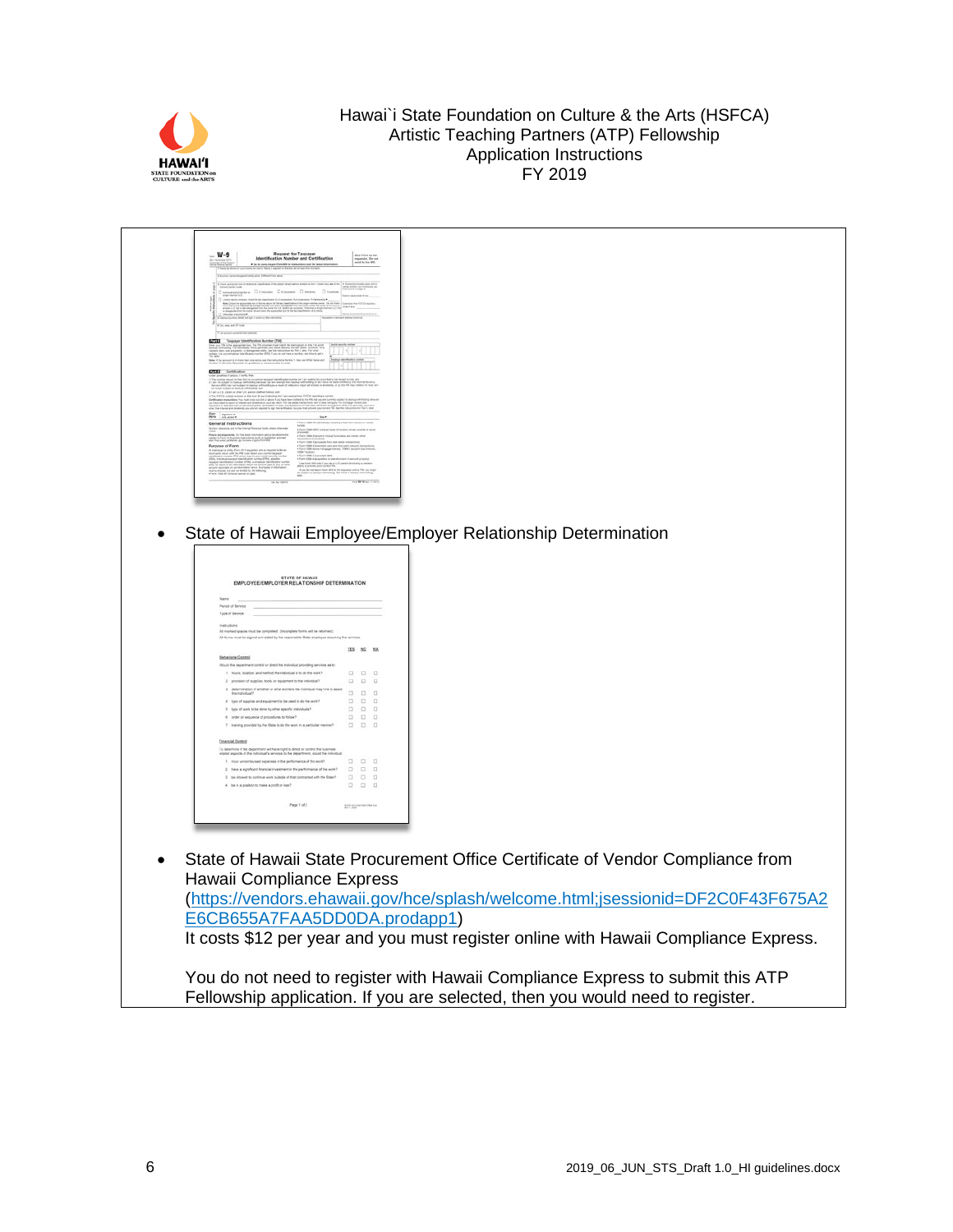- State of Hawaii Employee/Employer Relationship Determination

- State of Hawaii State Procurement Office Certificate of Vendor Compliance from Hawaii Compliance Express (https://vendors.ehawaii.gov/hce/splash/welcome.html;jsessionid=DF2C0F43F675A2E6CB655A7FAA5DD0DA.prodapp1)
  It costs $12 per year and you must register online with Hawaii Compliance Express.

  You do not need to register with Hawaii Compliance Express to submit this ATP Fellowship application. If you are selected, then you would need to register.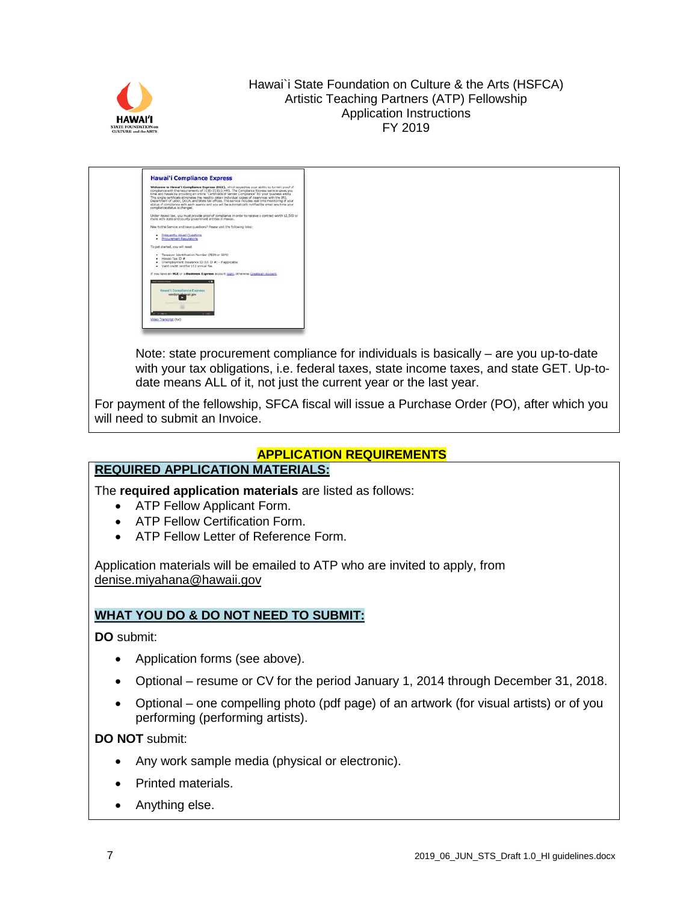Hawai`i State Foundation on Culture & the Arts (HSFCA)
Artistic Teaching Partners (ATP) Fellowship
Application Instructions
FY 2019

Note: state procurement compliance for individuals is basically – are you up-to-date with your tax obligations, i.e. federal taxes, state income taxes, and state GET. Up-to-date means ALL of it, not just the current year or the last year.

For payment of the fellowship, SFCA fiscal will issue a Purchase Order (PO), after which you will need to submit an Invoice.

## APPLICATION REQUIREMENTS

### REQUIRED APPLICATION MATERIALS:

The **required application materials** are listed as follows:

- ATP Fellow Applicant Form.
- ATP Fellow Certification Form.
- ATP Fellow Letter of Reference Form.

Application materials will be emailed to ATP who are invited to apply, from denise.miyahana@hawaii.gov

### WHAT YOU DO & DO NOT NEED TO SUBMIT:

**DO** submit:

- Application forms (see above).
- Optional – resume or CV for the period January 1, 2014 through December 31, 2018.
- Optional – one compelling photo (pdf page) of an artwork (for visual artists) or of you performing (performing artists).

**DO NOT** submit:

- Any work sample media (physical or electronic).
- Printed materials.
- Anything else.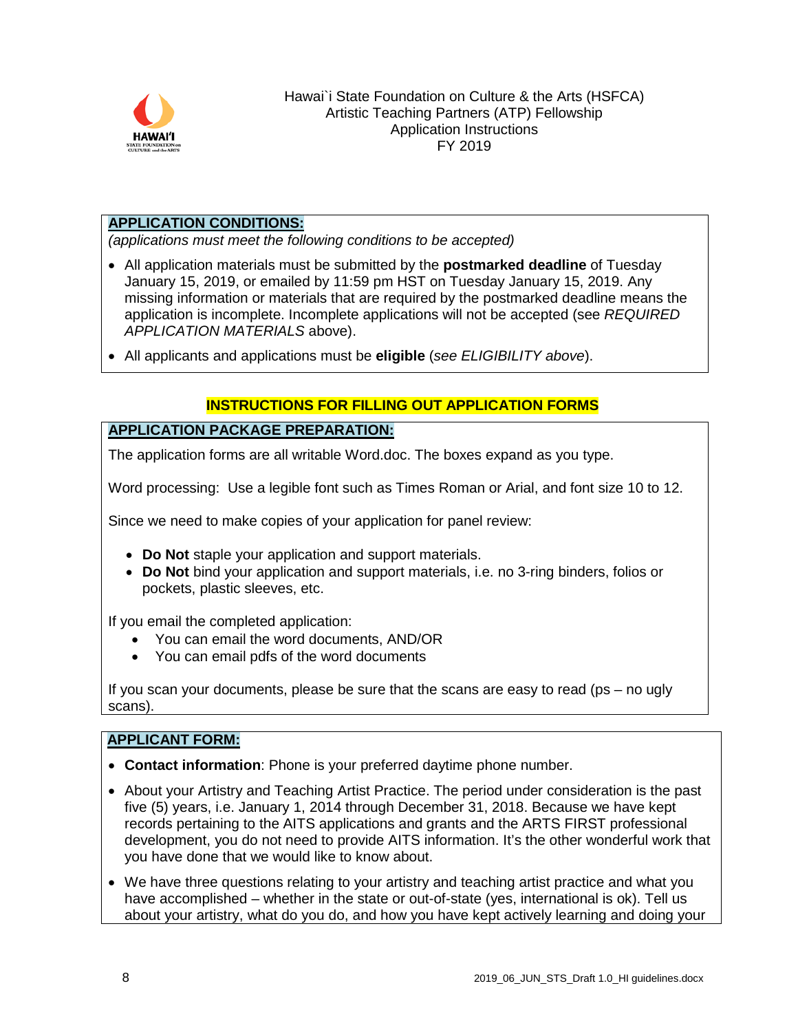Hawai`i State Foundation on Culture & the Arts (HSFCA)
Artistic Teaching Partners (ATP) Fellowship
Application Instructions
FY 2019

**APPLICATION CONDITIONS:**

*(applications must meet the following conditions to be accepted)*

- All application materials must be submitted by the **postmarked deadline** of Tuesday January 15, 2019, or emailed by 11:59 pm HST on Tuesday January 15, 2019. Any missing information or materials that are required by the postmarked deadline means the application is incomplete. Incomplete applications will not be accepted (see *REQUIRED APPLICATION MATERIALS* above).
- All applicants and applications must be **eligible** (*see ELIGIBILITY above*).

## INSTRUCTIONS FOR FILLING OUT APPLICATION FORMS

**APPLICATION PACKAGE PREPARATION:**

The application forms are all writable Word.doc. The boxes expand as you type.

Word processing: Use a legible font such as Times Roman or Arial, and font size 10 to 12.

Since we need to make copies of your application for panel review:

- **Do Not** staple your application and support materials.
- **Do Not** bind your application and support materials, i.e. no 3-ring binders, folios or pockets, plastic sleeves, etc.

If you email the completed application:

- You can email the word documents, AND/OR
- You can email pdfs of the word documents

If you scan your documents, please be sure that the scans are easy to read (ps – no ugly scans).

**APPLICANT FORM:**

- **Contact information**: Phone is your preferred daytime phone number.
- About your Artistry and Teaching Artist Practice. The period under consideration is the past five (5) years, i.e. January 1, 2014 through December 31, 2018. Because we have kept records pertaining to the AITS applications and grants and the ARTS FIRST professional development, you do not need to provide AITS information. It's the other wonderful work that you have done that we would like to know about.
- We have three questions relating to your artistry and teaching artist practice and what you have accomplished – whether in the state or out-of-state (yes, international is ok). Tell us about your artistry, what do you do, and how you have kept actively learning and doing your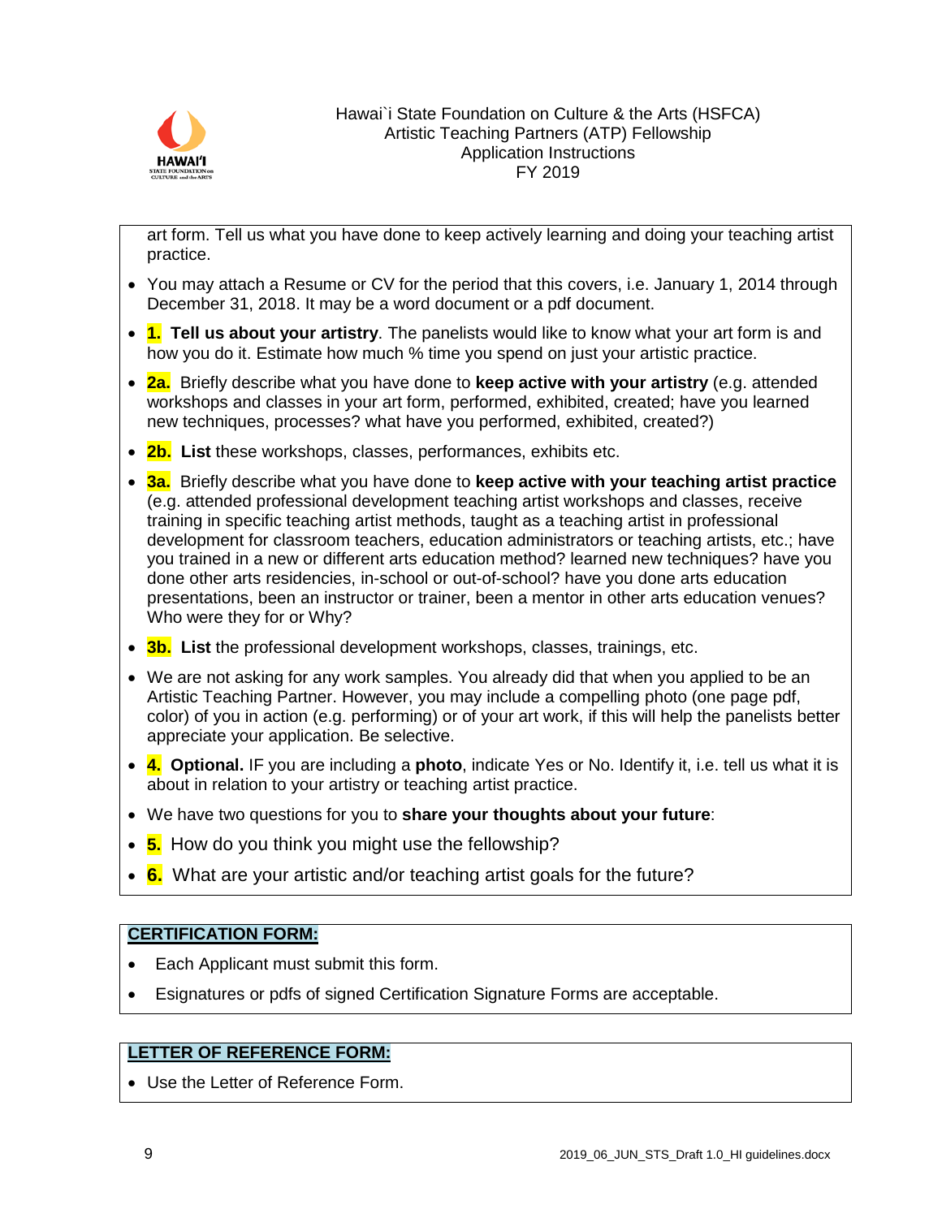art form. Tell us what you have done to keep actively learning and doing your teaching artist practice.

- You may attach a Resume or CV for the period that this covers, i.e. January 1, 2014 through December 31, 2018. It may be a word document or a pdf document.
- **1. Tell us about your artistry**. The panelists would like to know what your art form is and how you do it. Estimate how much % time you spend on just your artistic practice.
- **2a.** Briefly describe what you have done to **keep active with your artistry** (e.g. attended workshops and classes in your art form, performed, exhibited, created; have you learned new techniques, processes? what have you performed, exhibited, created?)
- **2b. List** these workshops, classes, performances, exhibits etc.
- **3a.** Briefly describe what you have done to **keep active with your teaching artist practice** (e.g. attended professional development teaching artist workshops and classes, receive training in specific teaching artist methods, taught as a teaching artist in professional development for classroom teachers, education administrators or teaching artists, etc.; have you trained in a new or different arts education method? learned new techniques? have you done other arts residencies, in-school or out-of-school? have you done arts education presentations, been an instructor or trainer, been a mentor in other arts education venues? Who were they for or Why?
- **3b. List** the professional development workshops, classes, trainings, etc.
- We are not asking for any work samples. You already did that when you applied to be an Artistic Teaching Partner. However, you may include a compelling photo (one page pdf, color) of you in action (e.g. performing) or of your art work, if this will help the panelists better appreciate your application. Be selective.
- **4. Optional.** IF you are including a **photo**, indicate Yes or No. Identify it, i.e. tell us what it is about in relation to your artistry or teaching artist practice.
- We have two questions for you to **share your thoughts about your future**:
- **5.** How do you think you might use the fellowship?
- **6.** What are your artistic and/or teaching artist goals for the future?

**CERTIFICATION FORM:**

- Each Applicant must submit this form.
- Esignatures or pdfs of signed Certification Signature Forms are acceptable.

**LETTER OF REFERENCE FORM:**

- Use the Letter of Reference Form.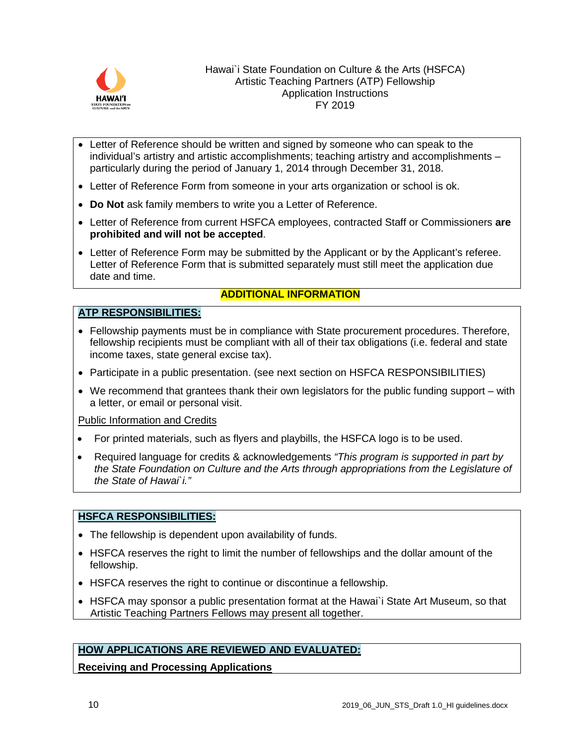- Letter of Reference should be written and signed by someone who can speak to the individual's artistry and artistic accomplishments; teaching artistry and accomplishments – particularly during the period of January 1, 2014 through December 31, 2018.
- Letter of Reference Form from someone in your arts organization or school is ok.
- **Do Not** ask family members to write you a Letter of Reference.
- Letter of Reference from current HSFCA employees, contracted Staff or Commissioners **are prohibited and will not be accepted**.
- Letter of Reference Form may be submitted by the Applicant or by the Applicant's referee. Letter of Reference Form that is submitted separately must still meet the application due date and time.

## ADDITIONAL INFORMATION

### ATP RESPONSIBILITIES:

- Fellowship payments must be in compliance with State procurement procedures. Therefore, fellowship recipients must be compliant with all of their tax obligations (i.e. federal and state income taxes, state general excise tax).
- Participate in a public presentation. (see next section on HSFCA RESPONSIBILITIES)
- We recommend that grantees thank their own legislators for the public funding support – with a letter, or email or personal visit.

Public Information and Credits

- For printed materials, such as flyers and playbills, the HSFCA logo is to be used.
- Required language for credits & acknowledgements *"This program is supported in part by the State Foundation on Culture and the Arts through appropriations from the Legislature of the State of Hawai`i."*

### HSFCA RESPONSIBILITIES:

- The fellowship is dependent upon availability of funds.
- HSFCA reserves the right to limit the number of fellowships and the dollar amount of the fellowship.
- HSFCA reserves the right to continue or discontinue a fellowship.
- HSFCA may sponsor a public presentation format at the Hawai`i State Art Museum, so that Artistic Teaching Partners Fellows may present all together.

### HOW APPLICATIONS ARE REVIEWED AND EVALUATED:

**Receiving and Processing Applications**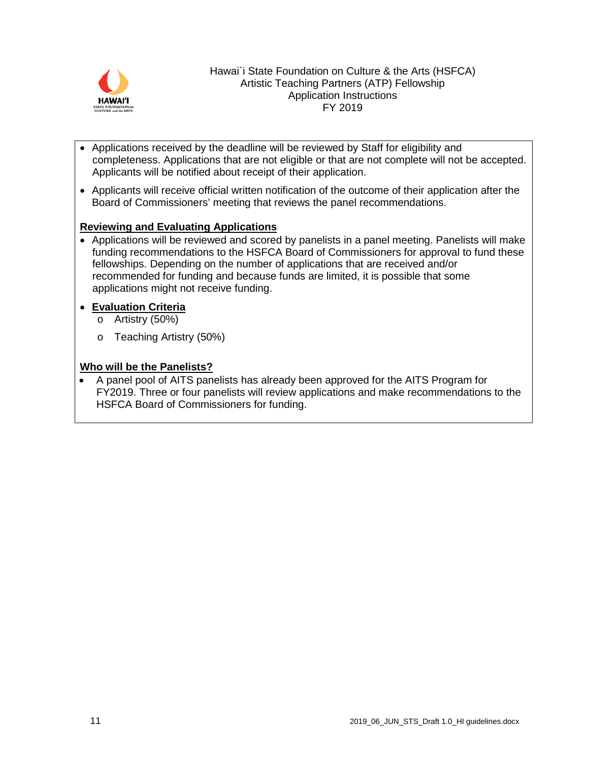- Applications received by the deadline will be reviewed by Staff for eligibility and completeness. Applications that are not eligible or that are not complete will not be accepted. Applicants will be notified about receipt of their application.
- Applicants will receive official written notification of the outcome of their application after the Board of Commissioners' meeting that reviews the panel recommendations.

## Reviewing and Evaluating Applications

- Applications will be reviewed and scored by panelists in a panel meeting. Panelists will make funding recommendations to the HSFCA Board of Commissioners for approval to fund these fellowships. Depending on the number of applications that are received and/or recommended for funding and because funds are limited, it is possible that some applications might not receive funding.
- **Evaluation Criteria**
  - Artistry (50%)
  - Teaching Artistry (50%)

## Who will be the Panelists?

- A panel pool of AITS panelists has already been approved for the AITS Program for FY2019. Three or four panelists will review applications and make recommendations to the HSFCA Board of Commissioners for funding.